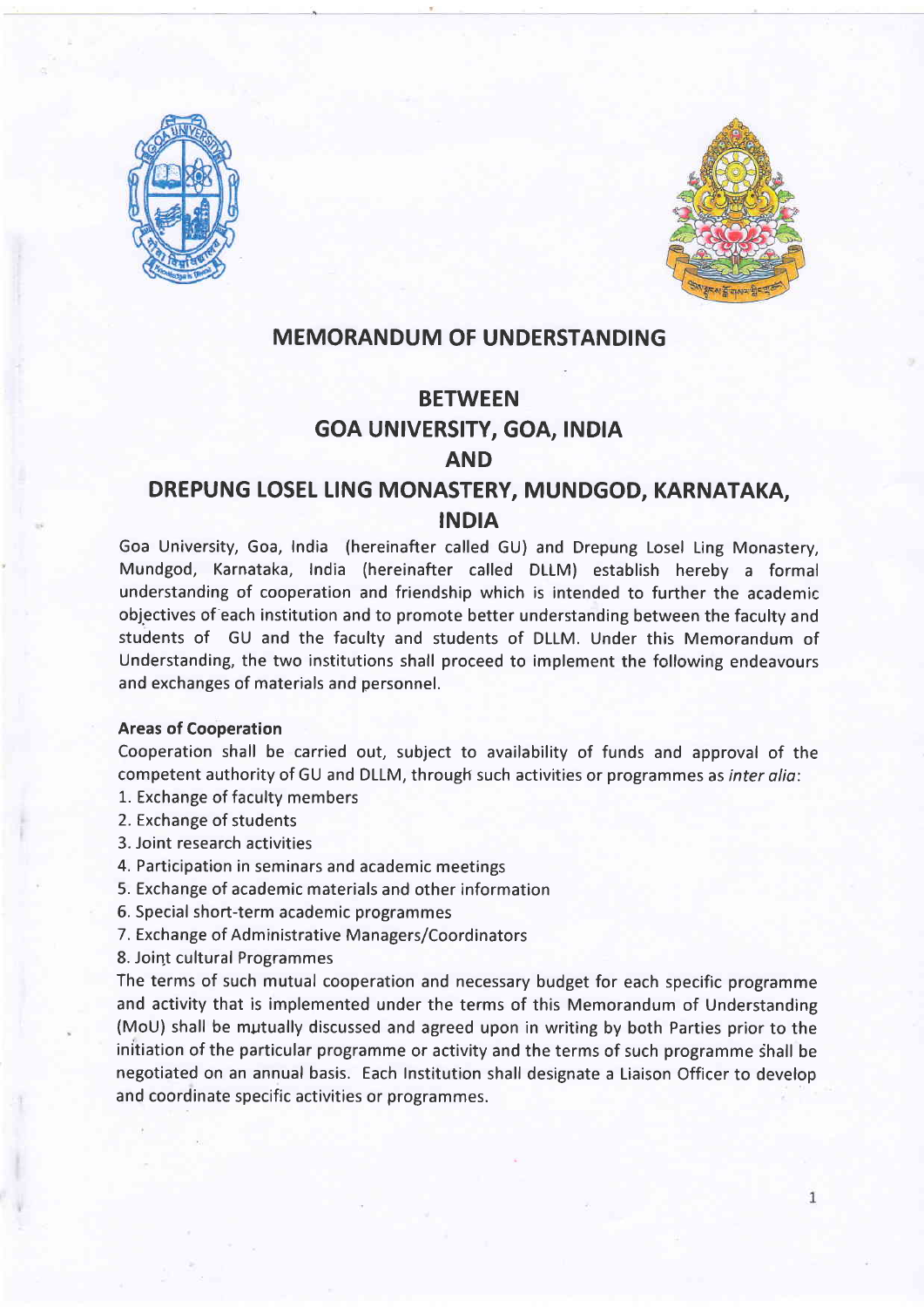# MEMORANDUM OF UNDERSTANDING

## BETWEEN

## GOA UNIVERSITY, GOA, INDIA

## AND

## DREPUNG LOSEL LING MONASTERY, MUNDGOD, KARNATAKA, INDIA

Goa University, Goa, India (hereinafter called GU) and Drepung Losel Ling Monastery, Mundgod, Karnataka, India (hereinafter called DLLM) establish hereby a formal understanding of cooperation and friendship which is intended to further the academic objectives of each institution and to promote better understanding between the faculty and students of GU and the faculty and students of DLLM. Under this Memorandum of Understanding, the two institutions shall proceed to implement the following endeavours and exchanges of materials and personnel.

**Areas of Cooperation**

Cooperation shall be carried out, subject to availability of funds and approval of the competent authority of GU and DLLM, through such activities or programmes as *inter alia*:

1. Exchange of faculty members
2. Exchange of students
3. Joint research activities
4. Participation in seminars and academic meetings
5. Exchange of academic materials and other information
6. Special short-term academic programmes
7. Exchange of Administrative Managers/Coordinators
8. Joint cultural Programmes

The terms of such mutual cooperation and necessary budget for each specific programme and activity that is implemented under the terms of this Memorandum of Understanding (MoU) shall be mutually discussed and agreed upon in writing by both Parties prior to the initiation of the particular programme or activity and the terms of such programme shall be negotiated on an annual basis. Each Institution shall designate a Liaison Officer to develop and coordinate specific activities or programmes.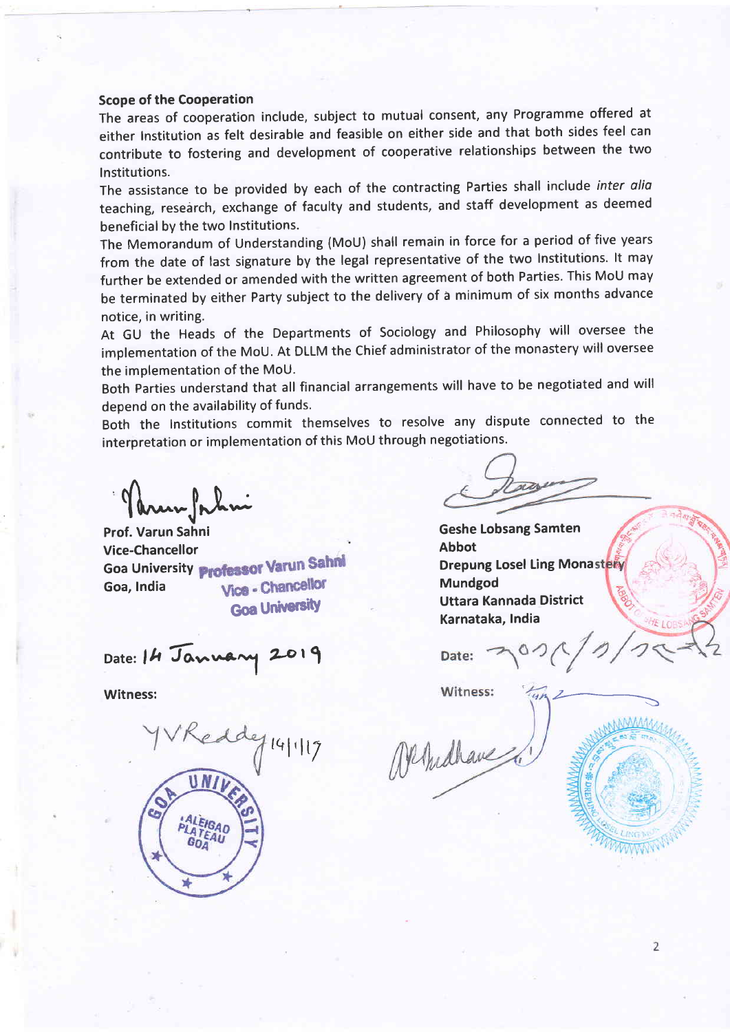**Scope of the Cooperation**

The areas of cooperation include, subject to mutual consent, any Programme offered at either Institution as felt desirable and feasible on either side and that both sides feel can contribute to fostering and development of cooperative relationships between the two Institutions.

The assistance to be provided by each of the contracting Parties shall include *inter alia* teaching, research, exchange of faculty and students, and staff development as deemed beneficial by the two Institutions.

The Memorandum of Understanding (MoU) shall remain in force for a period of five years from the date of last signature by the legal representative of the two Institutions. It may further be extended or amended with the written agreement of both Parties. This MoU may be terminated by either Party subject to the delivery of a minimum of six months advance notice, in writing.

At GU the Heads of the Departments of Sociology and Philosophy will oversee the implementation of the MoU. At DLLM the Chief administrator of the monastery will oversee the implementation of the MoU.

Both Parties understand that all financial arrangements will have to be negotiated and will depend on the availability of funds.

Both the Institutions commit themselves to resolve any dispute connected to the interpretation or implementation of this MoU through negotiations.

**Prof. Varun Sahni**
**Vice-Chancellor**
**Goa University**
**Goa, India**

Professor Varun Sahni
Vice - Chancellor
Goa University

Date: 14 January 2019

**Witness:**

YVReddy 14|1|19

GOA UNIVERSITY
TALEIGAO PLATEAU
GOA

**Geshe Lobsang Samten**
**Abbot**
**Drepung Losel Ling Monastery**
**Mundgod**
**Uttara Kannada District**
**Karnataka, India**

Date:

**Witness:**